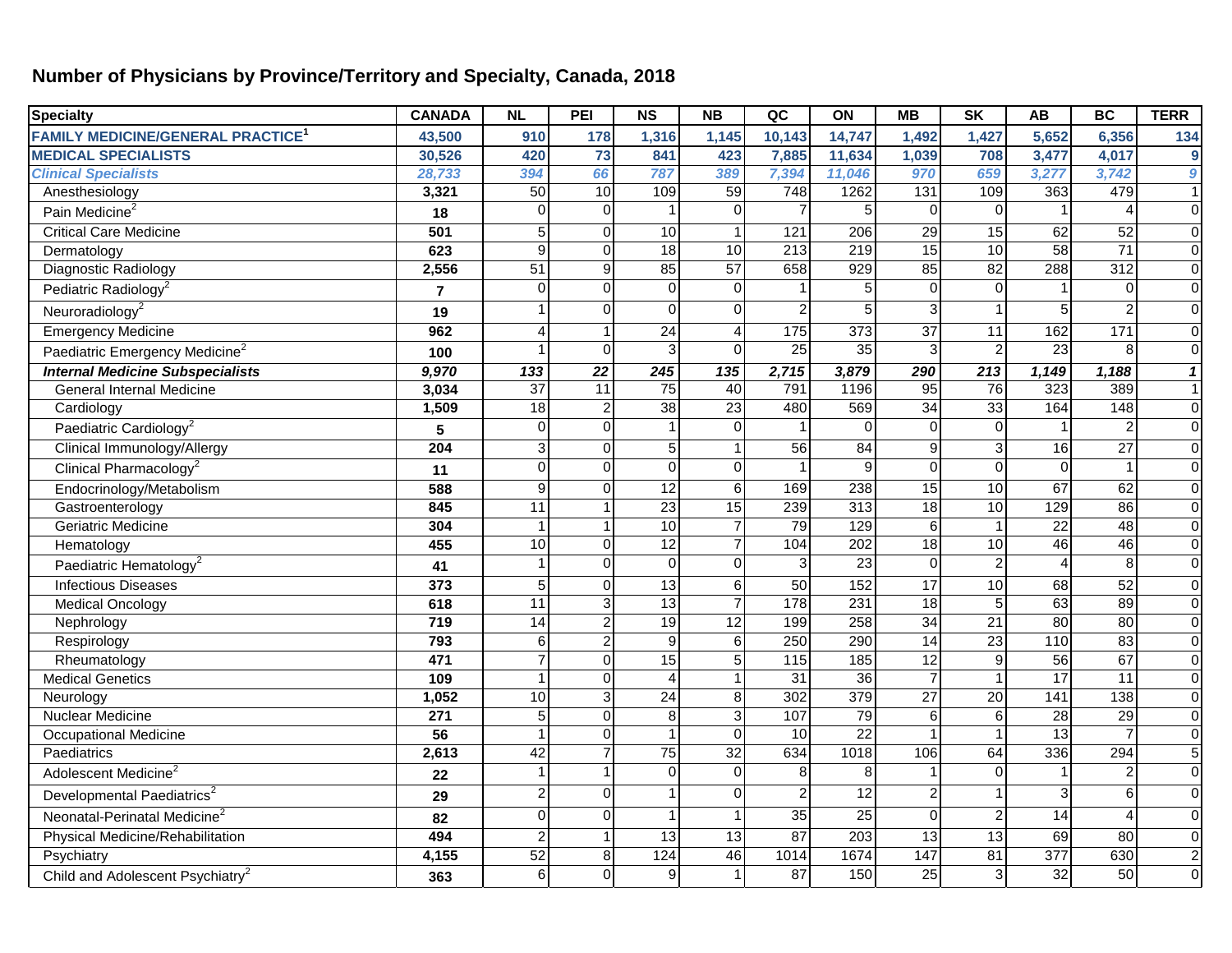# Number of Physicians by Province/Territory and Specialty, Canada, 2018

| Specialty | CANADA | NL | PEI | NS | NB | QC | ON | MB | SK | AB | BC | TERR |
|---|---|---|---|---|---|---|---|---|---|---|---|---|
| **FAMILY MEDICINE/GENERAL PRACTICE[1]** | **43,500** | **910** | **178** | **1,316** | **1,145** | **10,143** | **14,747** | **1,492** | **1,427** | **5,652** | **6,356** | **134** |
| **MEDICAL SPECIALISTS** | **30,526** | **420** | **73** | **841** | **423** | **7,885** | **11,634** | **1,039** | **708** | **3,477** | **4,017** | **9** |
| ***Clinical Specialists*** | ***28,733*** | ***394*** | ***66*** | ***787*** | ***389*** | ***7,394*** | ***11,046*** | ***970*** | ***659*** | ***3,277*** | ***3,742*** | ***9*** |
| Anesthesiology | **3,321** | 50 | 10 | 109 | 59 | 748 | 1262 | 131 | 109 | 363 | 479 | 1 |
| Pain Medicine[2] | **18** | 0 | 0 | 1 | 0 | 7 | 5 | 0 | 0 | 1 | 4 | 0 |
| Critical Care Medicine | **501** | 5 | 0 | 10 | 1 | 121 | 206 | 29 | 15 | 62 | 52 | 0 |
| Dermatology | **623** | 9 | 0 | 18 | 10 | 213 | 219 | 15 | 10 | 58 | 71 | 0 |
| Diagnostic Radiology | **2,556** | 51 | 9 | 85 | 57 | 658 | 929 | 85 | 82 | 288 | 312 | 0 |
| Pediatric Radiology[2] | **7** | 0 | 0 | 0 | 0 | 1 | 5 | 0 | 0 | 1 | 0 | 0 |
| Neuroradiology[2] | **19** | 1 | 0 | 0 | 0 | 2 | 5 | 3 | 1 | 5 | 2 | 0 |
| Emergency Medicine | **962** | 4 | 1 | 24 | 4 | 175 | 373 | 37 | 11 | 162 | 171 | 0 |
| Paediatric Emergency Medicine[2] | **100** | 1 | 0 | 3 | 0 | 25 | 35 | 3 | 2 | 23 | 8 | 0 |
| ***Internal Medicine Subspecialists*** | ***9,970*** | ***133*** | ***22*** | ***245*** | ***135*** | ***2,715*** | ***3,879*** | ***290*** | ***213*** | ***1,149*** | ***1,188*** | ***1*** |
| General Internal Medicine | **3,034** | 37 | 11 | 75 | 40 | 791 | 1196 | 95 | 76 | 323 | 389 | 1 |
| Cardiology | **1,509** | 18 | 2 | 38 | 23 | 480 | 569 | 34 | 33 | 164 | 148 | 0 |
| Paediatric Cardiology[2] | **5** | 0 | 0 | 1 | 0 | 1 | 0 | 0 | 0 | 1 | 2 | 0 |
| Clinical Immunology/Allergy | **204** | 3 | 0 | 5 | 1 | 56 | 84 | 9 | 3 | 16 | 27 | 0 |
| Clinical Pharmacology[2] | **11** | 0 | 0 | 0 | 0 | 1 | 9 | 0 | 0 | 0 | 1 | 0 |
| Endocrinology/Metabolism | **588** | 9 | 0 | 12 | 6 | 169 | 238 | 15 | 10 | 67 | 62 | 0 |
| Gastroenterology | **845** | 11 | 1 | 23 | 15 | 239 | 313 | 18 | 10 | 129 | 86 | 0 |
| Geriatric Medicine | **304** | 1 | 1 | 10 | 7 | 79 | 129 | 6 | 1 | 22 | 48 | 0 |
| Hematology | **455** | 10 | 0 | 12 | 7 | 104 | 202 | 18 | 10 | 46 | 46 | 0 |
| Paediatric Hematology[2] | **41** | 1 | 0 | 0 | 0 | 3 | 23 | 0 | 2 | 4 | 8 | 0 |
| Infectious Diseases | **373** | 5 | 0 | 13 | 6 | 50 | 152 | 17 | 10 | 68 | 52 | 0 |
| Medical Oncology | **618** | 11 | 3 | 13 | 7 | 178 | 231 | 18 | 5 | 63 | 89 | 0 |
| Nephrology | **719** | 14 | 2 | 19 | 12 | 199 | 258 | 34 | 21 | 80 | 80 | 0 |
| Respirology | **793** | 6 | 2 | 9 | 6 | 250 | 290 | 14 | 23 | 110 | 83 | 0 |
| Rheumatology | **471** | 7 | 0 | 15 | 5 | 115 | 185 | 12 | 9 | 56 | 67 | 0 |
| Medical Genetics | **109** | 1 | 0 | 4 | 1 | 31 | 36 | 7 | 1 | 17 | 11 | 0 |
| Neurology | **1,052** | 10 | 3 | 24 | 8 | 302 | 379 | 27 | 20 | 141 | 138 | 0 |
| Nuclear Medicine | **271** | 5 | 0 | 8 | 3 | 107 | 79 | 6 | 6 | 28 | 29 | 0 |
| Occupational Medicine | **56** | 1 | 0 | 1 | 0 | 10 | 22 | 1 | 1 | 13 | 7 | 0 |
| Paediatrics | **2,613** | 42 | 7 | 75 | 32 | 634 | 1018 | 106 | 64 | 336 | 294 | 5 |
| Adolescent Medicine[2] | **22** | 1 | 1 | 0 | 0 | 8 | 8 | 1 | 0 | 1 | 2 | 0 |
| Developmental Paediatrics[2] | **29** | 2 | 0 | 1 | 0 | 2 | 12 | 2 | 1 | 3 | 6 | 0 |
| Neonatal-Perinatal Medicine[2] | **82** | 0 | 0 | 1 | 1 | 35 | 25 | 0 | 2 | 14 | 4 | 0 |
| Physical Medicine/Rehabilitation | **494** | 2 | 1 | 13 | 13 | 87 | 203 | 13 | 13 | 69 | 80 | 0 |
| Psychiatry | **4,155** | 52 | 8 | 124 | 46 | 1014 | 1674 | 147 | 81 | 377 | 630 | 2 |
| Child and Adolescent Psychiatry[2] | **363** | 6 | 0 | 9 | 1 | 87 | 150 | 25 | 3 | 32 | 50 | 0 |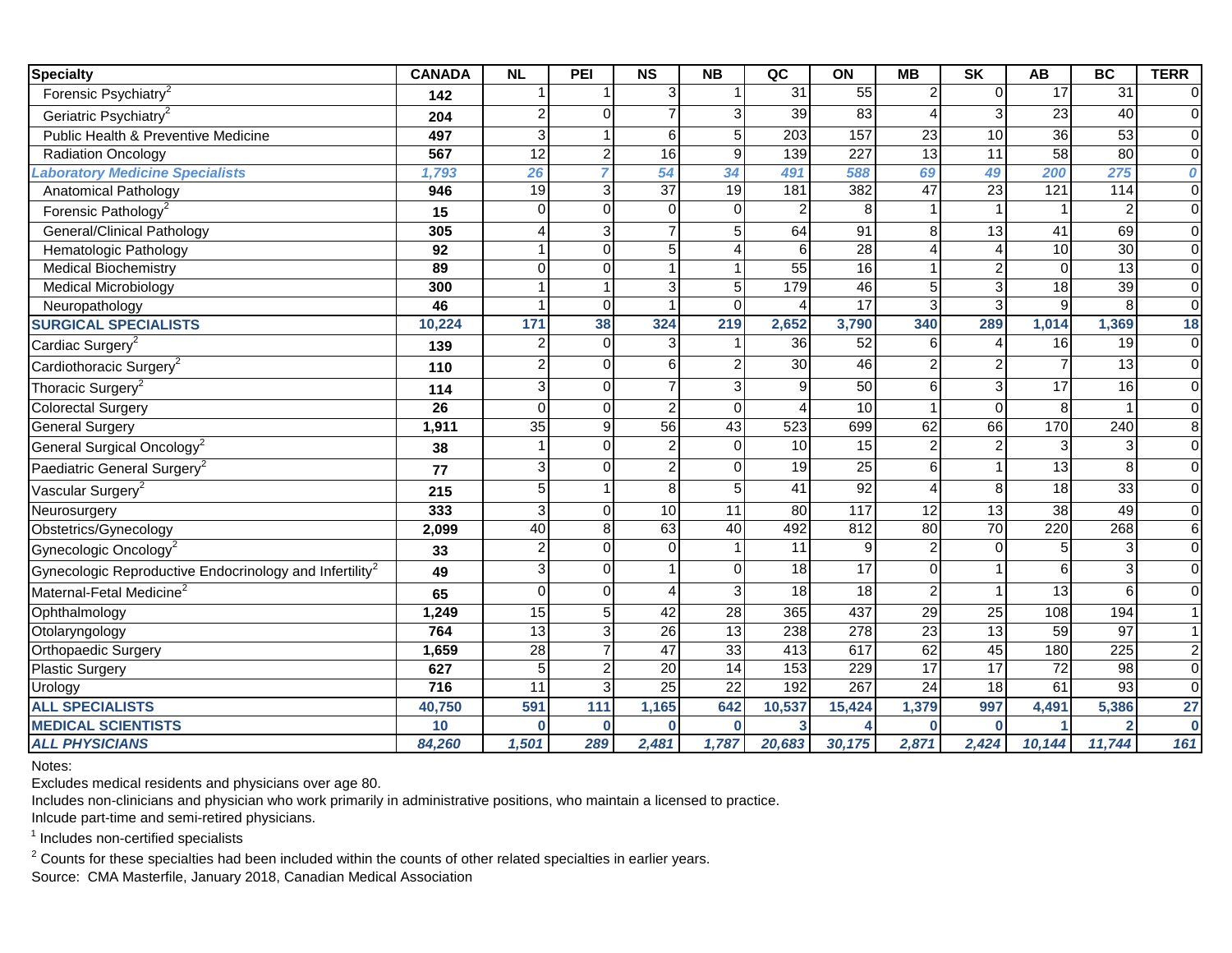| Specialty | CANADA | NL | PEI | NS | NB | QC | ON | MB | SK | AB | BC | TERR |
|---|---|---|---|---|---|---|---|---|---|---|---|---|
| Forensic Psychiatry[2] | **142** | 1 | 1 | 3 | 1 | 31 | 55 | 2 | 0 | 17 | 31 | 0 |
| Geriatric Psychiatry[2] | **204** | 2 | 0 | 7 | 3 | 39 | 83 | 4 | 3 | 23 | 40 | 0 |
| Public Health & Preventive Medicine | **497** | 3 | 1 | 6 | 5 | 203 | 157 | 23 | 10 | 36 | 53 | 0 |
| Radiation Oncology | **567** | 12 | 2 | 16 | 9 | 139 | 227 | 13 | 11 | 58 | 80 | 0 |
| ***Laboratory Medicine Specialists*** | ***1,793*** | ***26*** | ***7*** | ***54*** | ***34*** | ***491*** | ***588*** | ***69*** | ***49*** | ***200*** | ***275*** | ***0*** |
| Anatomical Pathology | **946** | 19 | 3 | 37 | 19 | 181 | 382 | 47 | 23 | 121 | 114 | 0 |
| Forensic Pathology[2] | **15** | 0 | 0 | 0 | 0 | 2 | 8 | 1 | 1 | 1 | 2 | 0 |
| General/Clinical Pathology | **305** | 4 | 3 | 7 | 5 | 64 | 91 | 8 | 13 | 41 | 69 | 0 |
| Hematologic Pathology | **92** | 1 | 0 | 5 | 4 | 6 | 28 | 4 | 4 | 10 | 30 | 0 |
| Medical Biochemistry | **89** | 0 | 0 | 1 | 1 | 55 | 16 | 1 | 2 | 0 | 13 | 0 |
| Medical Microbiology | **300** | 1 | 1 | 3 | 5 | 179 | 46 | 5 | 3 | 18 | 39 | 0 |
| Neuropathology | **46** | 1 | 0 | 1 | 0 | 4 | 17 | 3 | 3 | 9 | 8 | 0 |
| **SURGICAL SPECIALISTS** | **10,224** | **171** | **38** | **324** | **219** | **2,652** | **3,790** | **340** | **289** | **1,014** | **1,369** | **18** |
| Cardiac Surgery[2] | **139** | 2 | 0 | 3 | 1 | 36 | 52 | 6 | 4 | 16 | 19 | 0 |
| Cardiothoracic Surgery[2] | **110** | 2 | 0 | 6 | 2 | 30 | 46 | 2 | 2 | 7 | 13 | 0 |
| Thoracic Surgery[2] | **114** | 3 | 0 | 7 | 3 | 9 | 50 | 6 | 3 | 17 | 16 | 0 |
| Colorectal Surgery | **26** | 0 | 0 | 2 | 0 | 4 | 10 | 1 | 0 | 8 | 1 | 0 |
| General Surgery | **1,911** | 35 | 9 | 56 | 43 | 523 | 699 | 62 | 66 | 170 | 240 | 8 |
| General Surgical Oncology[2] | **38** | 1 | 0 | 2 | 0 | 10 | 15 | 2 | 2 | 3 | 3 | 0 |
| Paediatric General Surgery[2] | **77** | 3 | 0 | 2 | 0 | 19 | 25 | 6 | 1 | 13 | 8 | 0 |
| Vascular Surgery[2] | **215** | 5 | 1 | 8 | 5 | 41 | 92 | 4 | 8 | 18 | 33 | 0 |
| Neurosurgery | **333** | 3 | 0 | 10 | 11 | 80 | 117 | 12 | 13 | 38 | 49 | 0 |
| Obstetrics/Gynecology | **2,099** | 40 | 8 | 63 | 40 | 492 | 812 | 80 | 70 | 220 | 268 | 6 |
| Gynecologic Oncology[2] | **33** | 2 | 0 | 0 | 1 | 11 | 9 | 2 | 0 | 5 | 3 | 0 |
| Gynecologic Reproductive Endocrinology and Infertility[2] | **49** | 3 | 0 | 1 | 0 | 18 | 17 | 0 | 1 | 6 | 3 | 0 |
| Maternal-Fetal Medicine[2] | **65** | 0 | 0 | 4 | 3 | 18 | 18 | 2 | 1 | 13 | 6 | 0 |
| Ophthalmology | **1,249** | 15 | 5 | 42 | 28 | 365 | 437 | 29 | 25 | 108 | 194 | 1 |
| Otolaryngology | **764** | 13 | 3 | 26 | 13 | 238 | 278 | 23 | 13 | 59 | 97 | 1 |
| Orthopaedic Surgery | **1,659** | 28 | 7 | 47 | 33 | 413 | 617 | 62 | 45 | 180 | 225 | 2 |
| Plastic Surgery | **627** | 5 | 2 | 20 | 14 | 153 | 229 | 17 | 17 | 72 | 98 | 0 |
| Urology | **716** | 11 | 3 | 25 | 22 | 192 | 267 | 24 | 18 | 61 | 93 | 0 |
| **ALL SPECIALISTS** | **40,750** | **591** | **111** | **1,165** | **642** | **10,537** | **15,424** | **1,379** | **997** | **4,491** | **5,386** | **27** |
| **MEDICAL SCIENTISTS** | **10** | **0** | **0** | **0** | **0** | **3** | **4** | **0** | **0** | **1** | **2** | **0** |
| ***ALL PHYSICIANS*** | ***84,260*** | ***1,501*** | ***289*** | ***2,481*** | ***1,787*** | ***20,683*** | ***30,175*** | ***2,871*** | ***2,424*** | ***10,144*** | ***11,744*** | ***161*** |

Notes:

Excludes medical residents and physicians over age 80.

Includes non-clinicians and physician who work primarily in administrative positions, who maintain a licensed to practice.

Inlcude part-time and semi-retired physicians.

[1] Includes non-certified specialists

[2] Counts for these specialties had been included within the counts of other related specialties in earlier years.

Source: CMA Masterfile, January 2018, Canadian Medical Association